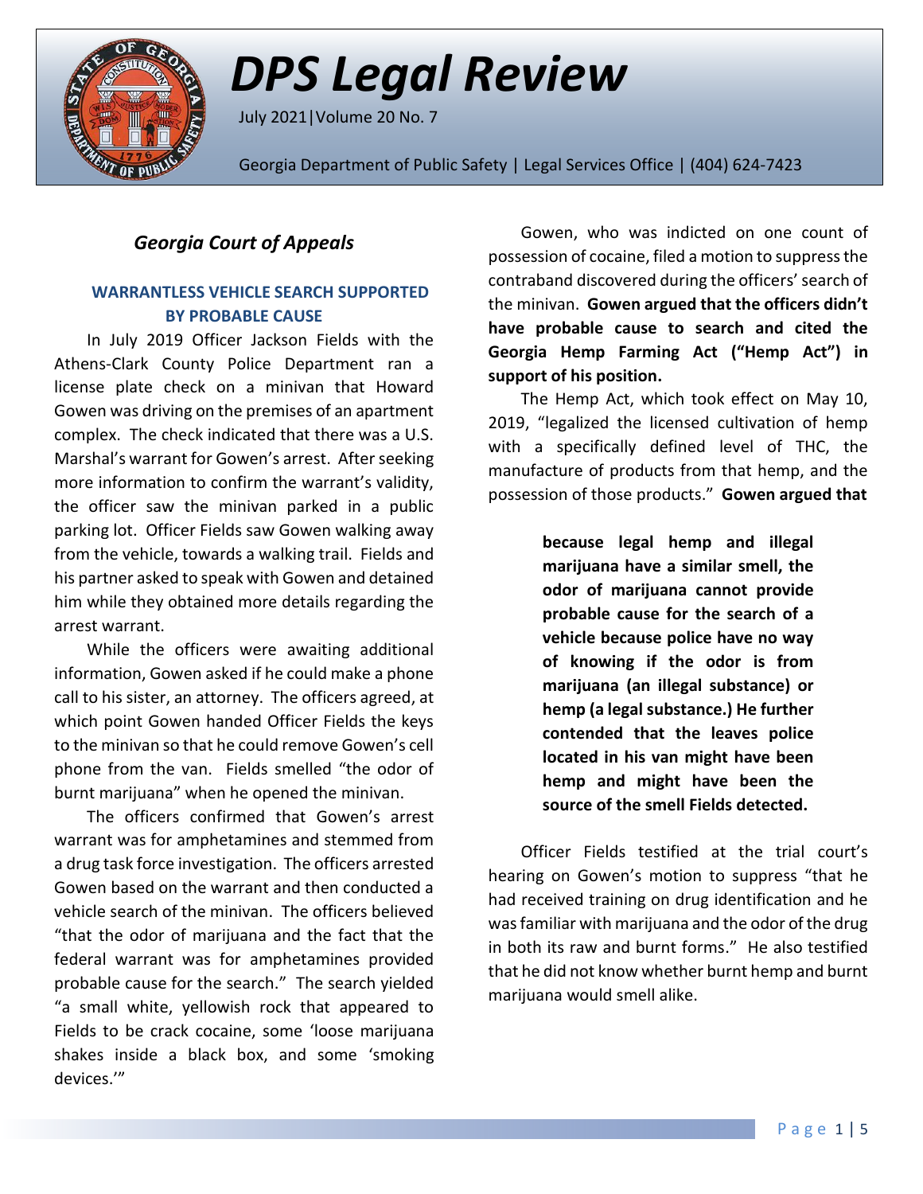# DPS Legal Review

July 2021|Volume 20 No. 7

Georgia Department of Public Safety | Legal Services Office | (404) 624-7423

## *Georgia Court of Appeals*

### WARRANTLESS VEHICLE SEARCH SUPPORTED BY PROBABLE CAUSE

In July 2019 Officer Jackson Fields with the Athens-Clark County Police Department ran a license plate check on a minivan that Howard Gowen was driving on the premises of an apartment complex. The check indicated that there was a U.S. Marshal's warrant for Gowen's arrest. After seeking more information to confirm the warrant's validity, the officer saw the minivan parked in a public parking lot. Officer Fields saw Gowen walking away from the vehicle, towards a walking trail. Fields and his partner asked to speak with Gowen and detained him while they obtained more details regarding the arrest warrant.

While the officers were awaiting additional information, Gowen asked if he could make a phone call to his sister, an attorney. The officers agreed, at which point Gowen handed Officer Fields the keys to the minivan so that he could remove Gowen's cell phone from the van. Fields smelled "the odor of burnt marijuana" when he opened the minivan.

The officers confirmed that Gowen's arrest warrant was for amphetamines and stemmed from a drug task force investigation. The officers arrested Gowen based on the warrant and then conducted a vehicle search of the minivan. The officers believed "that the odor of marijuana and the fact that the federal warrant was for amphetamines provided probable cause for the search." The search yielded "a small white, yellowish rock that appeared to Fields to be crack cocaine, some 'loose marijuana shakes inside a black box, and some 'smoking devices.'"

Gowen, who was indicted on one count of possession of cocaine, filed a motion to suppress the contraband discovered during the officers' search of the minivan. **Gowen argued that the officers didn't have probable cause to search and cited the Georgia Hemp Farming Act ("Hemp Act") in support of his position.**

The Hemp Act, which took effect on May 10, 2019, "legalized the licensed cultivation of hemp with a specifically defined level of THC, the manufacture of products from that hemp, and the possession of those products." **Gowen argued that**

> **because legal hemp and illegal marijuana have a similar smell, the odor of marijuana cannot provide probable cause for the search of a vehicle because police have no way of knowing if the odor is from marijuana (an illegal substance) or hemp (a legal substance.) He further contended that the leaves police located in his van might have been hemp and might have been the source of the smell Fields detected.**

Officer Fields testified at the trial court's hearing on Gowen's motion to suppress "that he had received training on drug identification and he was familiar with marijuana and the odor of the drug in both its raw and burnt forms." He also testified that he did not know whether burnt hemp and burnt marijuana would smell alike.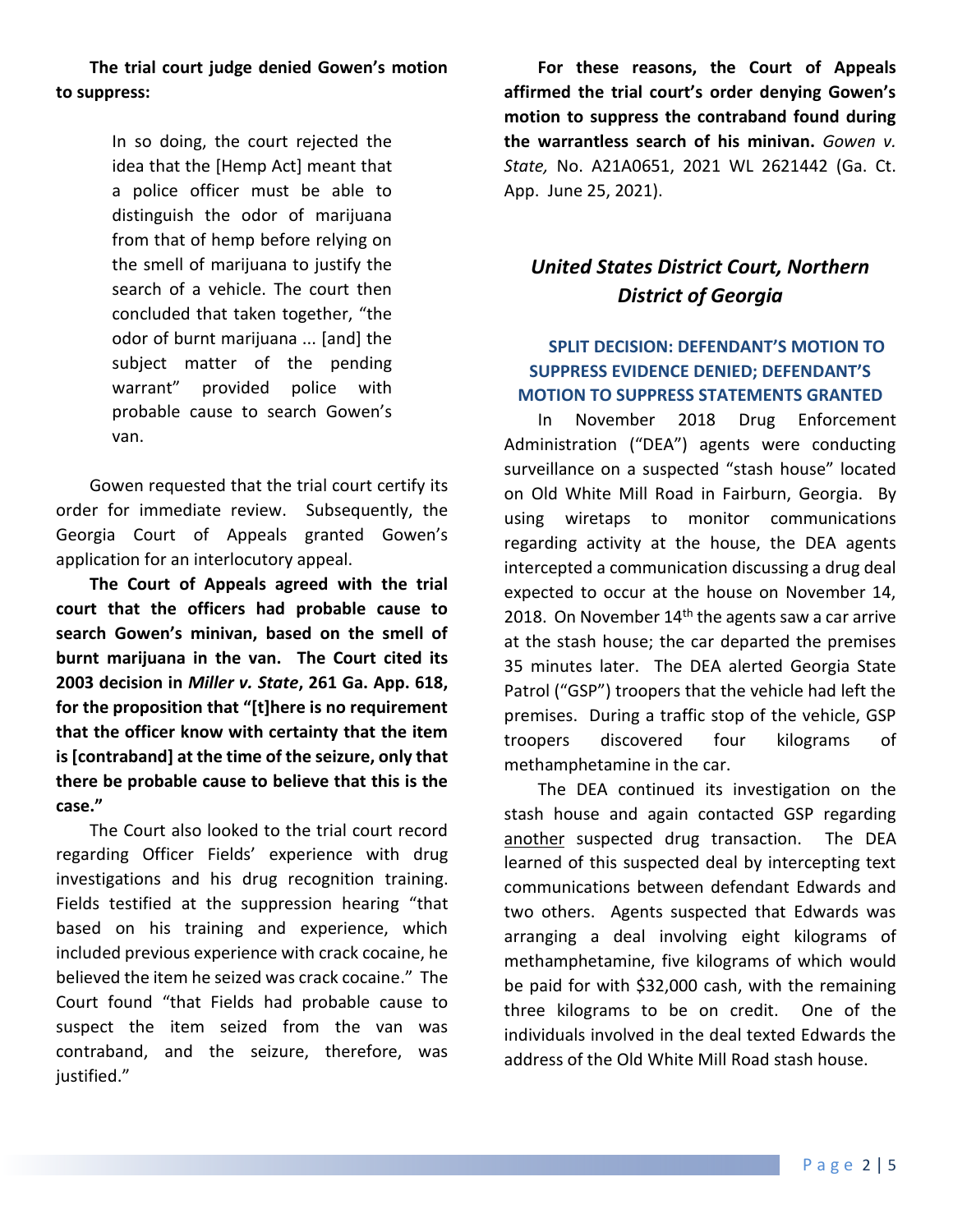**The trial court judge denied Gowen's motion to suppress:**

> In so doing, the court rejected the idea that the [Hemp Act] meant that a police officer must be able to distinguish the odor of marijuana from that of hemp before relying on the smell of marijuana to justify the search of a vehicle. The court then concluded that taken together, "the odor of burnt marijuana ... [and] the subject matter of the pending warrant" provided police with probable cause to search Gowen's van.

Gowen requested that the trial court certify its order for immediate review. Subsequently, the Georgia Court of Appeals granted Gowen's application for an interlocutory appeal.

**The Court of Appeals agreed with the trial court that the officers had probable cause to search Gowen's minivan, based on the smell of burnt marijuana in the van. The Court cited its 2003 decision in *Miller v. State*, 261 Ga. App. 618, for the proposition that "[t]here is no requirement that the officer know with certainty that the item is [contraband] at the time of the seizure, only that there be probable cause to believe that this is the case."**

The Court also looked to the trial court record regarding Officer Fields' experience with drug investigations and his drug recognition training. Fields testified at the suppression hearing "that based on his training and experience, which included previous experience with crack cocaine, he believed the item he seized was crack cocaine." The Court found "that Fields had probable cause to suspect the item seized from the van was contraband, and the seizure, therefore, was justified."

**For these reasons, the Court of Appeals affirmed the trial court's order denying Gowen's motion to suppress the contraband found during the warrantless search of his minivan.** *Gowen v. State,* No. A21A0651, 2021 WL 2621442 (Ga. Ct. App. June 25, 2021).

## *United States District Court, Northern District of Georgia*

### SPLIT DECISION: DEFENDANT'S MOTION TO SUPPRESS EVIDENCE DENIED; DEFENDANT'S MOTION TO SUPPRESS STATEMENTS GRANTED

In November 2018 Drug Enforcement Administration ("DEA") agents were conducting surveillance on a suspected "stash house" located on Old White Mill Road in Fairburn, Georgia. By using wiretaps to monitor communications regarding activity at the house, the DEA agents intercepted a communication discussing a drug deal expected to occur at the house on November 14, 2018. On November 14th the agents saw a car arrive at the stash house; the car departed the premises 35 minutes later. The DEA alerted Georgia State Patrol ("GSP") troopers that the vehicle had left the premises. During a traffic stop of the vehicle, GSP troopers discovered four kilograms of methamphetamine in the car.

The DEA continued its investigation on the stash house and again contacted GSP regarding another suspected drug transaction. The DEA learned of this suspected deal by intercepting text communications between defendant Edwards and two others. Agents suspected that Edwards was arranging a deal involving eight kilograms of methamphetamine, five kilograms of which would be paid for with $32,000 cash, with the remaining three kilograms to be on credit. One of the individuals involved in the deal texted Edwards the address of the Old White Mill Road stash house.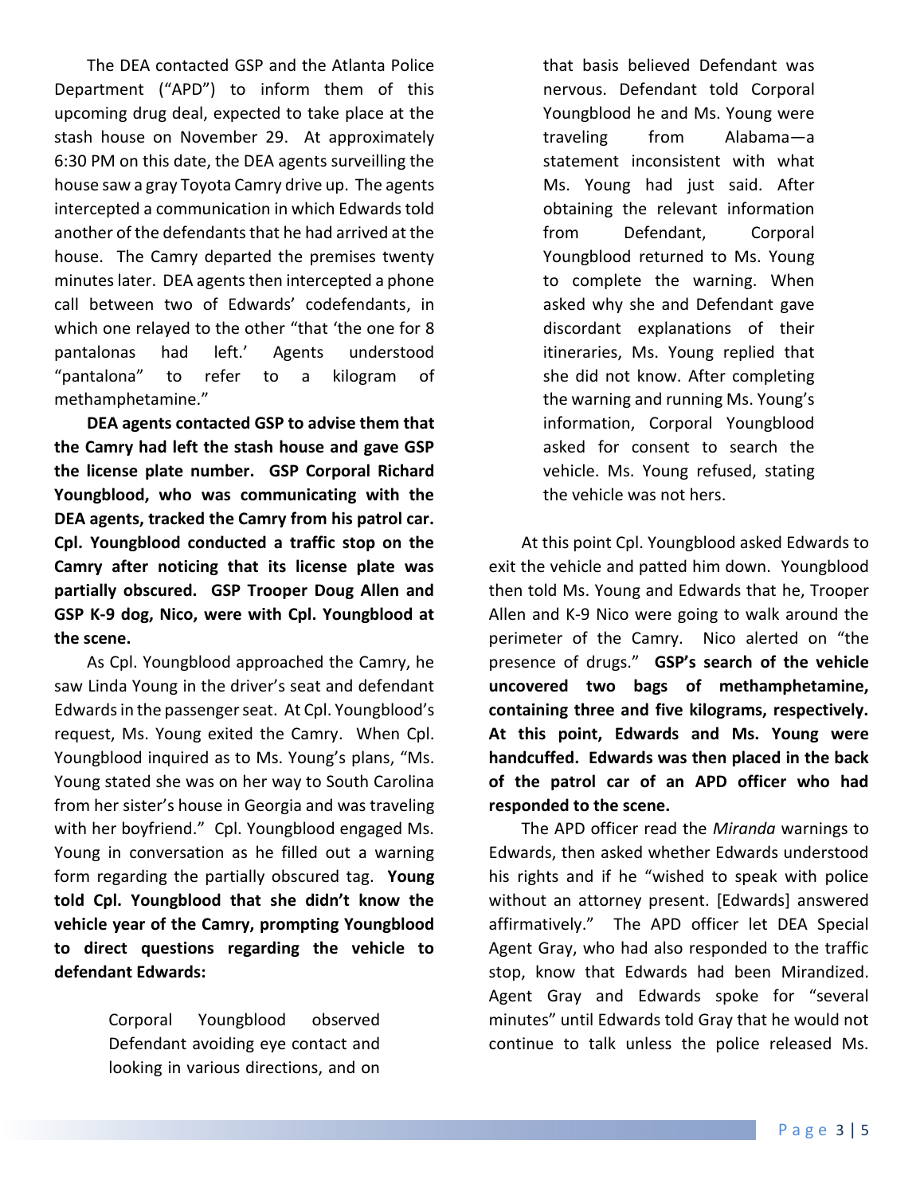The DEA contacted GSP and the Atlanta Police Department ("APD") to inform them of this upcoming drug deal, expected to take place at the stash house on November 29. At approximately 6:30 PM on this date, the DEA agents surveilling the house saw a gray Toyota Camry drive up. The agents intercepted a communication in which Edwards told another of the defendants that he had arrived at the house. The Camry departed the premises twenty minutes later. DEA agents then intercepted a phone call between two of Edwards' codefendants, in which one relayed to the other "that 'the one for 8 pantalonas had left.' Agents understood "pantalona" to refer to a kilogram of methamphetamine."

**DEA agents contacted GSP to advise them that the Camry had left the stash house and gave GSP the license plate number. GSP Corporal Richard Youngblood, who was communicating with the DEA agents, tracked the Camry from his patrol car. Cpl. Youngblood conducted a traffic stop on the Camry after noticing that its license plate was partially obscured. GSP Trooper Doug Allen and GSP K-9 dog, Nico, were with Cpl. Youngblood at the scene.**

As Cpl. Youngblood approached the Camry, he saw Linda Young in the driver's seat and defendant Edwards in the passenger seat. At Cpl. Youngblood's request, Ms. Young exited the Camry. When Cpl. Youngblood inquired as to Ms. Young's plans, "Ms. Young stated she was on her way to South Carolina from her sister's house in Georgia and was traveling with her boyfriend." Cpl. Youngblood engaged Ms. Young in conversation as he filled out a warning form regarding the partially obscured tag. **Young told Cpl. Youngblood that she didn't know the vehicle year of the Camry, prompting Youngblood to direct questions regarding the vehicle to defendant Edwards:**

> Corporal Youngblood observed Defendant avoiding eye contact and looking in various directions, and on that basis believed Defendant was nervous. Defendant told Corporal Youngblood he and Ms. Young were traveling from Alabama—a statement inconsistent with what Ms. Young had just said. After obtaining the relevant information from Defendant, Corporal Youngblood returned to Ms. Young to complete the warning. When asked why she and Defendant gave discordant explanations of their itineraries, Ms. Young replied that she did not know. After completing the warning and running Ms. Young's information, Corporal Youngblood asked for consent to search the vehicle. Ms. Young refused, stating the vehicle was not hers.

At this point Cpl. Youngblood asked Edwards to exit the vehicle and patted him down. Youngblood then told Ms. Young and Edwards that he, Trooper Allen and K-9 Nico were going to walk around the perimeter of the Camry. Nico alerted on "the presence of drugs." **GSP's search of the vehicle uncovered two bags of methamphetamine, containing three and five kilograms, respectively. At this point, Edwards and Ms. Young were handcuffed. Edwards was then placed in the back of the patrol car of an APD officer who had responded to the scene.**

The APD officer read the *Miranda* warnings to Edwards, then asked whether Edwards understood his rights and if he "wished to speak with police without an attorney present. [Edwards] answered affirmatively." The APD officer let DEA Special Agent Gray, who had also responded to the traffic stop, know that Edwards had been Mirandized. Agent Gray and Edwards spoke for "several minutes" until Edwards told Gray that he would not continue to talk unless the police released Ms.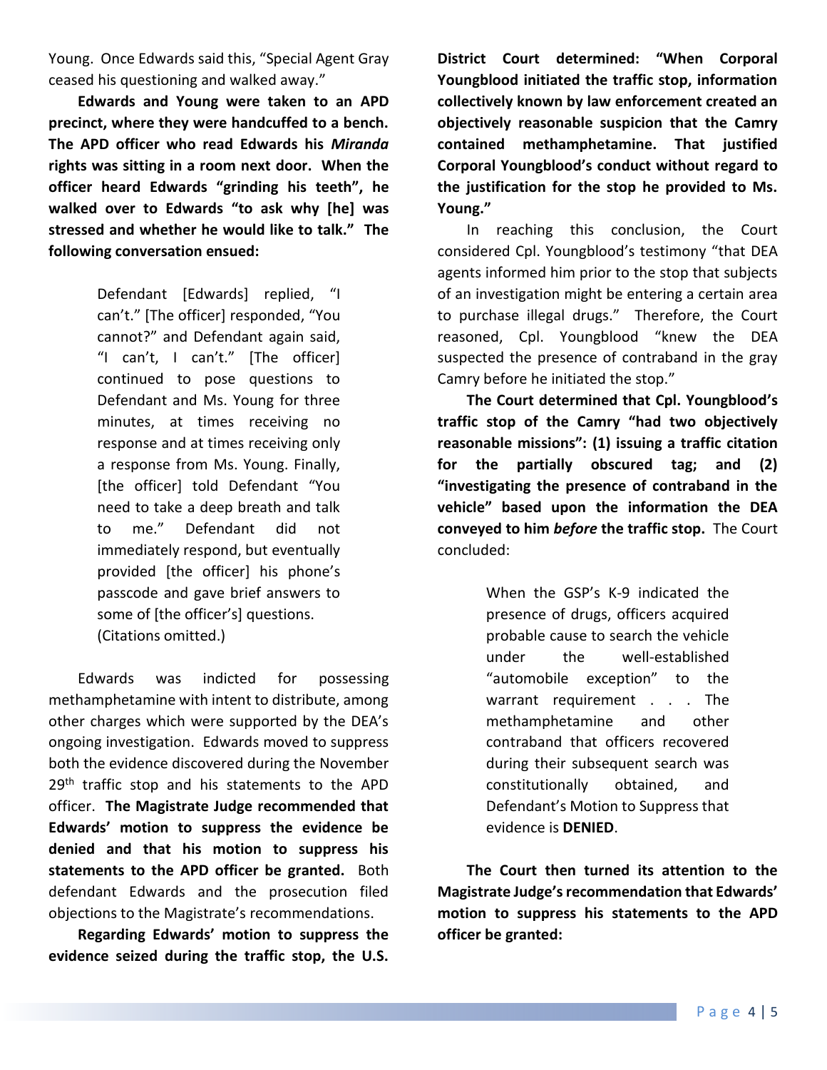Young. Once Edwards said this, "Special Agent Gray ceased his questioning and walked away."

**Edwards and Young were taken to an APD precinct, where they were handcuffed to a bench. The APD officer who read Edwards his *Miranda* rights was sitting in a room next door. When the officer heard Edwards "grinding his teeth", he walked over to Edwards "to ask why [he] was stressed and whether he would like to talk." The following conversation ensued:**

> Defendant [Edwards] replied, "I can't." [The officer] responded, "You cannot?" and Defendant again said, "I can't, I can't." [The officer] continued to pose questions to Defendant and Ms. Young for three minutes, at times receiving no response and at times receiving only a response from Ms. Young. Finally, [the officer] told Defendant "You need to take a deep breath and talk to me." Defendant did not immediately respond, but eventually provided [the officer] his phone's passcode and gave brief answers to some of [the officer's] questions. (Citations omitted.)

Edwards was indicted for possessing methamphetamine with intent to distribute, among other charges which were supported by the DEA's ongoing investigation. Edwards moved to suppress both the evidence discovered during the November 29th traffic stop and his statements to the APD officer. **The Magistrate Judge recommended that Edwards' motion to suppress the evidence be denied and that his motion to suppress his statements to the APD officer be granted.** Both defendant Edwards and the prosecution filed objections to the Magistrate's recommendations.

**Regarding Edwards' motion to suppress the evidence seized during the traffic stop, the U.S. District Court determined: "When Corporal Youngblood initiated the traffic stop, information collectively known by law enforcement created an objectively reasonable suspicion that the Camry contained methamphetamine. That justified Corporal Youngblood's conduct without regard to the justification for the stop he provided to Ms. Young."**

In reaching this conclusion, the Court considered Cpl. Youngblood's testimony "that DEA agents informed him prior to the stop that subjects of an investigation might be entering a certain area to purchase illegal drugs." Therefore, the Court reasoned, Cpl. Youngblood "knew the DEA suspected the presence of contraband in the gray Camry before he initiated the stop."

**The Court determined that Cpl. Youngblood's traffic stop of the Camry "had two objectively reasonable missions": (1) issuing a traffic citation for the partially obscured tag; and (2) "investigating the presence of contraband in the vehicle" based upon the information the DEA conveyed to him *before* the traffic stop.** The Court concluded:

> When the GSP's K-9 indicated the presence of drugs, officers acquired probable cause to search the vehicle under the well-established "automobile exception" to the warrant requirement . . . The methamphetamine and other contraband that officers recovered during their subsequent search was constitutionally obtained, and Defendant's Motion to Suppress that evidence is **DENIED**.

**The Court then turned its attention to the Magistrate Judge's recommendation that Edwards' motion to suppress his statements to the APD officer be granted:**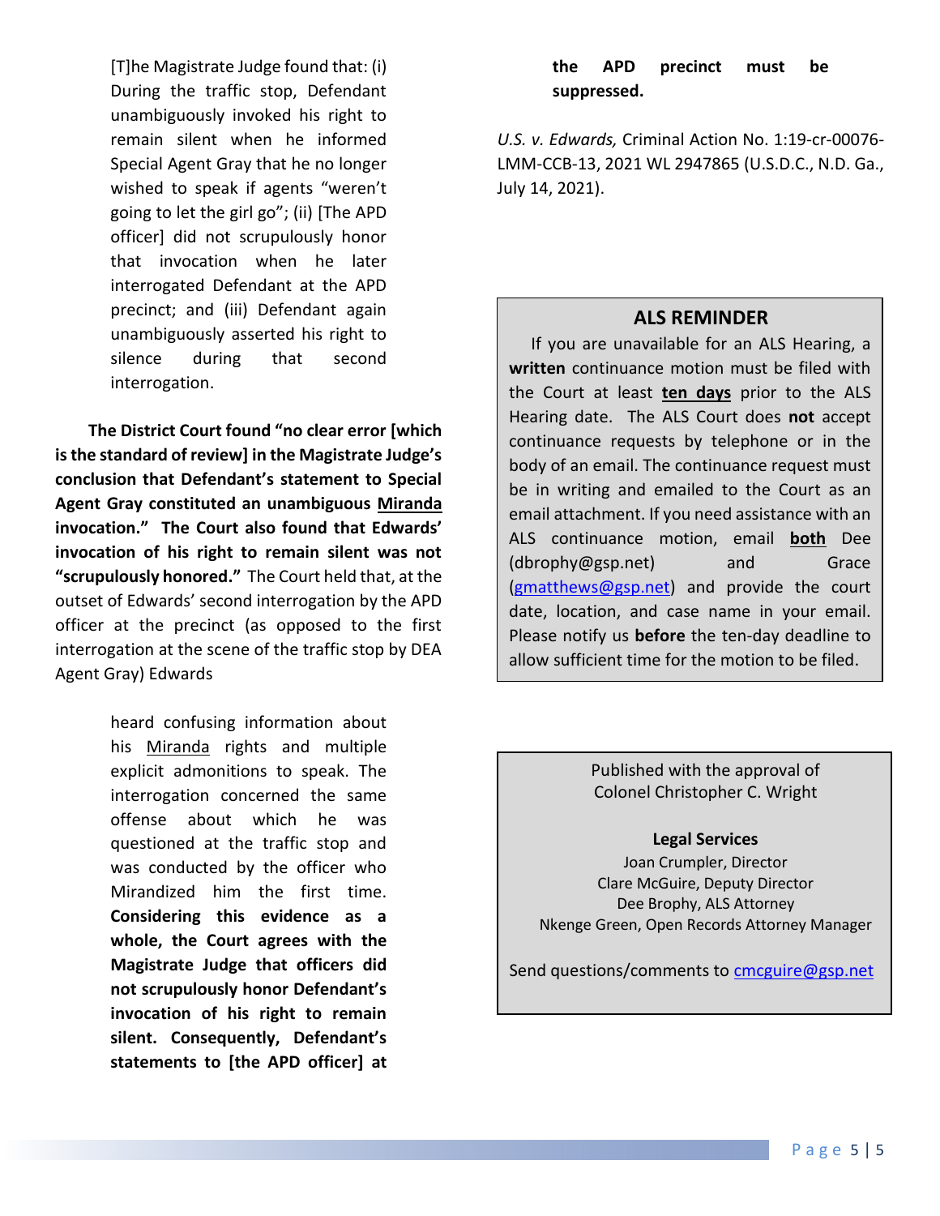> [T]he Magistrate Judge found that: (i) During the traffic stop, Defendant unambiguously invoked his right to remain silent when he informed Special Agent Gray that he no longer wished to speak if agents "weren't going to let the girl go"; (ii) [The APD officer] did not scrupulously honor that invocation when he later interrogated Defendant at the APD precinct; and (iii) Defendant again unambiguously asserted his right to silence during that second interrogation.

**The District Court found "no clear error [which is the standard of review] in the Magistrate Judge's conclusion that Defendant's statement to Special Agent Gray constituted an unambiguous Miranda invocation." The Court also found that Edwards' invocation of his right to remain silent was not "scrupulously honored."** The Court held that, at the outset of Edwards' second interrogation by the APD officer at the precinct (as opposed to the first interrogation at the scene of the traffic stop by DEA Agent Gray) Edwards

> heard confusing information about his Miranda rights and multiple explicit admonitions to speak. The interrogation concerned the same offense about which he was questioned at the traffic stop and was conducted by the officer who Mirandized him the first time. **Considering this evidence as a whole, the Court agrees with the Magistrate Judge that officers did not scrupulously honor Defendant's invocation of his right to remain silent. Consequently, Defendant's statements to [the APD officer] at the APD precinct must be suppressed.**

*U.S. v. Edwards,* Criminal Action No. 1:19-cr-00076-LMM-CCB-13, 2021 WL 2947865 (U.S.D.C., N.D. Ga., July 14, 2021).

## ALS REMINDER

If you are unavailable for an ALS Hearing, a **written** continuance motion must be filed with the Court at least **ten days** prior to the ALS Hearing date. The ALS Court does **not** accept continuance requests by telephone or in the body of an email. The continuance request must be in writing and emailed to the Court as an email attachment. If you need assistance with an ALS continuance motion, email **both** Dee (dbrophy@gsp.net) and Grace (gmatthews@gsp.net) and provide the court date, location, and case name in your email. Please notify us **before** the ten-day deadline to allow sufficient time for the motion to be filed.

Published with the approval of
Colonel Christopher C. Wright

**Legal Services**

Joan Crumpler, Director
Clare McGuire, Deputy Director
Dee Brophy, ALS Attorney
Nkenge Green, Open Records Attorney Manager

Send questions/comments to cmcguire@gsp.net